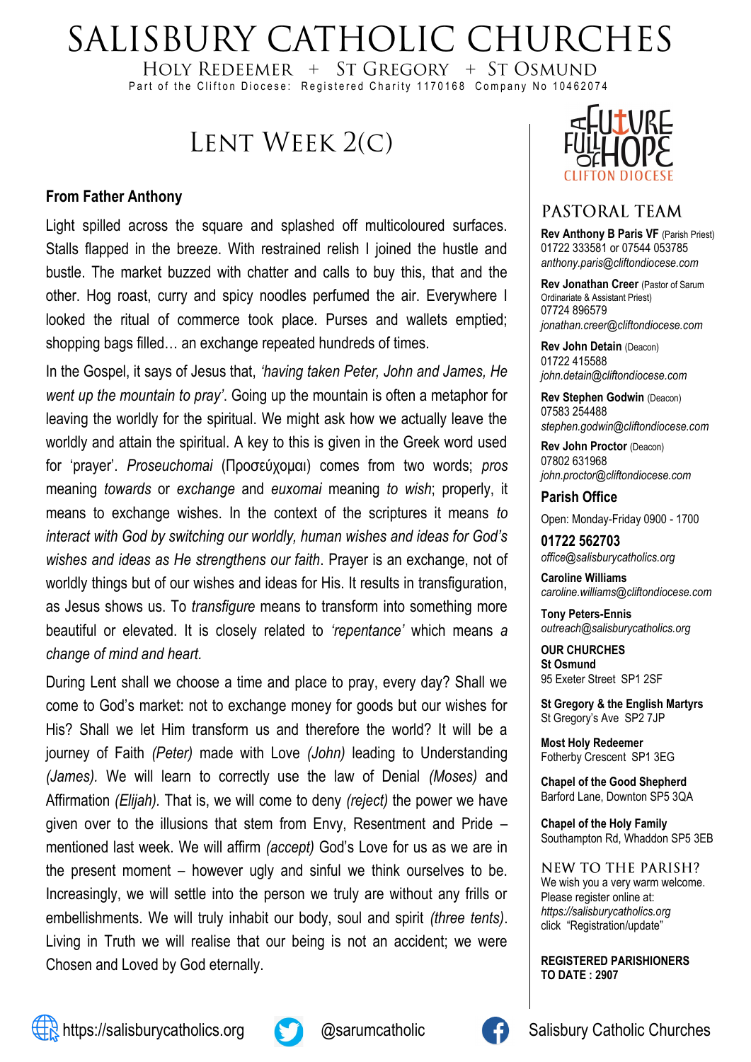# SALISBURY CATHOLIC CHURCHES

HOLY REDEEMER + ST GREGORY + ST OSMUND

Part of the Clifton Diocese: Registered Charity 1170168 Company No 10462074

## LENT WEEK 2(C)

### From Father Anthony

Light spilled across the square and splashed off multicoloured surfaces. Stalls flapped in the breeze. With restrained relish I joined the hustle and bustle. The market buzzed with chatter and calls to buy this, that and the other. Hog roast, curry and spicy noodles perfumed the air. Everywhere I looked the ritual of commerce took place. Purses and wallets emptied; shopping bags filled… an exchange repeated hundreds of times.

In the Gospel, it says of Jesus that, *'having taken Peter, John and James, He went up the mountain to pray'*. Going up the mountain is often a metaphor for leaving the worldly for the spiritual. We might ask how we actually leave the worldly and attain the spiritual. A key to this is given in the Greek word used for 'prayer'. *Proseuchomai* (Προσεύχομαι) comes from two words; *pros* meaning *towards* or *exchange* and *euxomai* meaning *to wish*; properly, it means to exchange wishes. In the context of the scriptures it means *to interact with God by switching our worldly, human wishes and ideas for God's wishes and ideas as He strengthens our faith*. Prayer is an exchange, not of worldly things but of our wishes and ideas for His. It results in transfiguration, as Jesus shows us. To *transfigure* means to transform into something more beautiful or elevated. It is closely related to *'repentance'* which means *a change of mind and heart.*

During Lent shall we choose a time and place to pray, every day? Shall we come to God's market: not to exchange money for goods but our wishes for His? Shall we let Him transform us and therefore the world? It will be a journey of Faith *(Peter)* made with Love *(John)* leading to Understanding *(James).* We will learn to correctly use the law of Denial *(Moses)* and Affirmation *(Elijah).* That is, we will come to deny *(reject)* the power we have given over to the illusions that stem from Envy, Resentment and Pride – mentioned last week. We will affirm *(accept)* God's Love for us as we are in the present moment – however ugly and sinful we think ourselves to be. Increasingly, we will settle into the person we truly are without any frills or embellishments. We will truly inhabit our body, soul and spirit *(three tents)*. Living in Truth we will realise that our being is not an accident; we were Chosen and Loved by God eternally.

A FUTURE FULL OF HOPE — CLIFTON DIOCESE

## PASTORAL TEAM

**Rev Anthony B Paris VF** (Parish Priest)
01722 333581 or 07544 053785
*anthony.paris@cliftondiocese.com*

**Rev Jonathan Creer** (Pastor of Sarum Ordinariate & Assistant Priest)
07724 896579
*jonathan.creer@cliftondiocese.com*

**Rev John Detain** (Deacon)
01722 415588
*john.detain@cliftondiocese.com*

**Rev Stephen Godwin** (Deacon)
07583 254488
*stephen.godwin@cliftondiocese.com*

**Rev John Proctor** (Deacon)
07802 631968
*john.proctor@cliftondiocese.com*

### Parish Office

Open: Monday-Friday 0900 - 1700

**01722 562703**
*office@salisburycatholics.org*

**Caroline Williams**
*caroline.williams@cliftondiocese.com*

**Tony Peters-Ennis**
*outreach@salisburycatholics.org*

**OUR CHURCHES**

**St Osmund**
95 Exeter Street SP1 2SF

**St Gregory & the English Martyrs**
St Gregory's Ave SP2 7JP

**Most Holy Redeemer**
Fotherby Crescent SP1 3EG

**Chapel of the Good Shepherd**
Barford Lane, Downton SP5 3QA

**Chapel of the Holy Family**
Southampton Rd, Whaddon SP5 3EB

### NEW TO THE PARISH?

We wish you a very warm welcome. Please register online at: *https://salisburycatholics.org* click "Registration/update"

**REGISTERED PARISHIONERS TO DATE : 2907**

https://salisburycatholics.org | @sarumcatholic | Salisbury Catholic Churches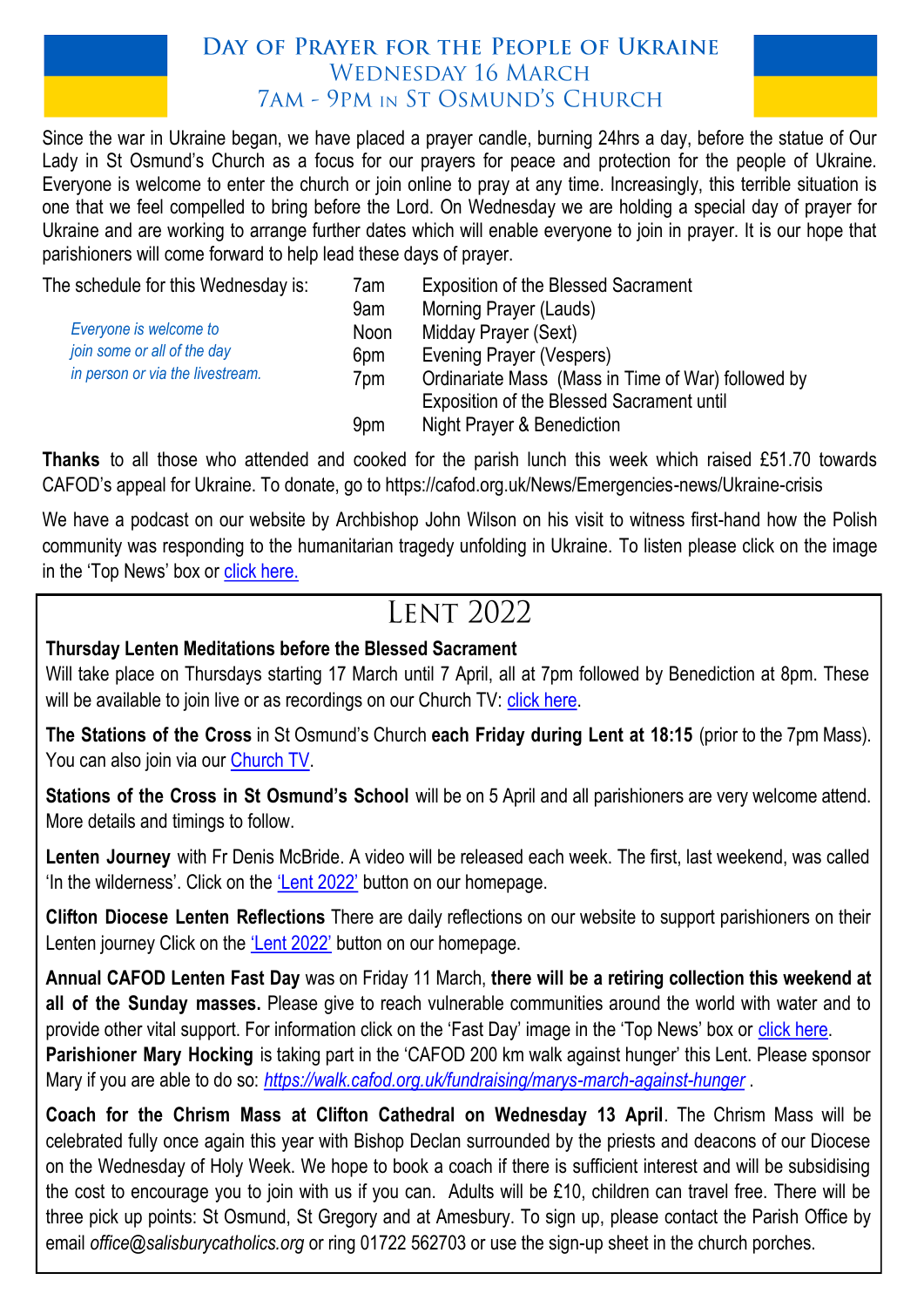# Day of Prayer for the People of Ukraine
## Wednesday 16 March
## 7am - 9pm in St Osmund's Church

Since the war in Ukraine began, we have placed a prayer candle, burning 24hrs a day, before the statue of Our Lady in St Osmund's Church as a focus for our prayers for peace and protection for the people of Ukraine. Everyone is welcome to enter the church or join online to pray at any time. Increasingly, this terrible situation is one that we feel compelled to bring before the Lord. On Wednesday we are holding a special day of prayer for Ukraine and are working to arrange further dates which will enable everyone to join in prayer. It is our hope that parishioners will come forward to help lead these days of prayer.

The schedule for this Wednesday is:

*Everyone is welcome to join some or all of the day in person or via the livestream.*

| | |
|---|---|
| 7am | Exposition of the Blessed Sacrament |
| 9am | Morning Prayer (Lauds) |
| Noon | Midday Prayer (Sext) |
| 6pm | Evening Prayer (Vespers) |
| 7pm | Ordinariate Mass (Mass in Time of War) followed by Exposition of the Blessed Sacrament until |
| 9pm | Night Prayer & Benediction |

**Thanks** to all those who attended and cooked for the parish lunch this week which raised £51.70 towards CAFOD's appeal for Ukraine. To donate, go to https://cafod.org.uk/News/Emergencies-news/Ukraine-crisis

We have a podcast on our website by Archbishop John Wilson on his visit to witness first-hand how the Polish community was responding to the humanitarian tragedy unfolding in Ukraine. To listen please click on the image in the 'Top News' box or click here.

# Lent 2022

**Thursday Lenten Meditations before the Blessed Sacrament**
Will take place on Thursdays starting 17 March until 7 April, all at 7pm followed by Benediction at 8pm. These will be available to join live or as recordings on our Church TV: click here.

**The Stations of the Cross** in St Osmund's Church **each Friday during Lent at 18:15** (prior to the 7pm Mass). You can also join via our Church TV.

**Stations of the Cross in St Osmund's School** will be on 5 April and all parishioners are very welcome attend. More details and timings to follow.

**Lenten Journey** with Fr Denis McBride. A video will be released each week. The first, last weekend, was called 'In the wilderness'. Click on the 'Lent 2022' button on our homepage.

**Clifton Diocese Lenten Reflections** There are daily reflections on our website to support parishioners on their Lenten journey Click on the 'Lent 2022' button on our homepage.

**Annual CAFOD Lenten Fast Day** was on Friday 11 March, **there will be a retiring collection this weekend at all of the Sunday masses.** Please give to reach vulnerable communities around the world with water and to provide other vital support. For information click on the 'Fast Day' image in the 'Top News' box or click here.
**Parishioner Mary Hocking** is taking part in the 'CAFOD 200 km walk against hunger' this Lent. Please sponsor Mary if you are able to do so: *https://walk.cafod.org.uk/fundraising/marys-march-against-hunger* .

**Coach for the Chrism Mass at Clifton Cathedral on Wednesday 13 April**. The Chrism Mass will be celebrated fully once again this year with Bishop Declan surrounded by the priests and deacons of our Diocese on the Wednesday of Holy Week. We hope to book a coach if there is sufficient interest and will be subsidising the cost to encourage you to join with us if you can. Adults will be £10, children can travel free. There will be three pick up points: St Osmund, St Gregory and at Amesbury. To sign up, please contact the Parish Office by email *office@salisburycatholics.org* or ring 01722 562703 or use the sign-up sheet in the church porches.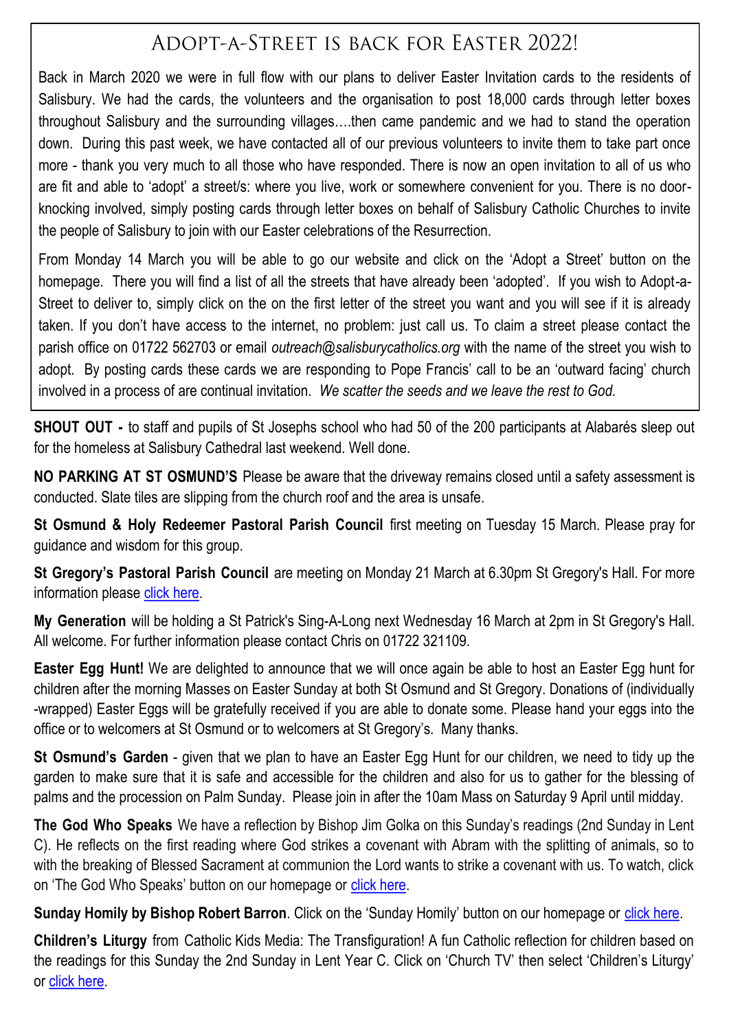## Adopt-a-Street is back for Easter 2022!

Back in March 2020 we were in full flow with our plans to deliver Easter Invitation cards to the residents of Salisbury. We had the cards, the volunteers and the organisation to post 18,000 cards through letter boxes throughout Salisbury and the surrounding villages….then came pandemic and we had to stand the operation down. During this past week, we have contacted all of our previous volunteers to invite them to take part once more - thank you very much to all those who have responded. There is now an open invitation to all of us who are fit and able to 'adopt' a street/s: where you live, work or somewhere convenient for you. There is no door-knocking involved, simply posting cards through letter boxes on behalf of Salisbury Catholic Churches to invite the people of Salisbury to join with our Easter celebrations of the Resurrection.

From Monday 14 March you will be able to go our website and click on the 'Adopt a Street' button on the homepage. There you will find a list of all the streets that have already been 'adopted'. If you wish to Adopt-a-Street to deliver to, simply click on the on the first letter of the street you want and you will see if it is already taken. If you don't have access to the internet, no problem: just call us. To claim a street please contact the parish office on 01722 562703 or email *outreach@salisburycatholics.org* with the name of the street you wish to adopt. By posting cards these cards we are responding to Pope Francis' call to be an 'outward facing' church involved in a process of are continual invitation. *We scatter the seeds and we leave the rest to God.*

**SHOUT OUT -** to staff and pupils of St Josephs school who had 50 of the 200 participants at Alabarés sleep out for the homeless at Salisbury Cathedral last weekend. Well done.

**NO PARKING AT ST OSMUND'S** Please be aware that the driveway remains closed until a safety assessment is conducted. Slate tiles are slipping from the church roof and the area is unsafe.

**St Osmund & Holy Redeemer Pastoral Parish Council** first meeting on Tuesday 15 March. Please pray for guidance and wisdom for this group.

**St Gregory's Pastoral Parish Council** are meeting on Monday 21 March at 6.30pm St Gregory's Hall. For more information please click here.

**My Generation** will be holding a St Patrick's Sing-A-Long next Wednesday 16 March at 2pm in St Gregory's Hall. All welcome. For further information please contact Chris on 01722 321109.

**Easter Egg Hunt!** We are delighted to announce that we will once again be able to host an Easter Egg hunt for children after the morning Masses on Easter Sunday at both St Osmund and St Gregory. Donations of (individually -wrapped) Easter Eggs will be gratefully received if you are able to donate some. Please hand your eggs into the office or to welcomers at St Osmund or to welcomers at St Gregory's. Many thanks.

**St Osmund's Garden** - given that we plan to have an Easter Egg Hunt for our children, we need to tidy up the garden to make sure that it is safe and accessible for the children and also for us to gather for the blessing of palms and the procession on Palm Sunday. Please join in after the 10am Mass on Saturday 9 April until midday.

**The God Who Speaks** We have a reflection by Bishop Jim Golka on this Sunday's readings (2nd Sunday in Lent C). He reflects on the first reading where God strikes a covenant with Abram with the splitting of animals, so to with the breaking of Blessed Sacrament at communion the Lord wants to strike a covenant with us. To watch, click on 'The God Who Speaks' button on our homepage or click here.

**Sunday Homily by Bishop Robert Barron**. Click on the 'Sunday Homily' button on our homepage or click here.

**Children's Liturgy** from Catholic Kids Media: The Transfiguration! A fun Catholic reflection for children based on the readings for this Sunday the 2nd Sunday in Lent Year C. Click on 'Church TV' then select 'Children's Liturgy' or click here.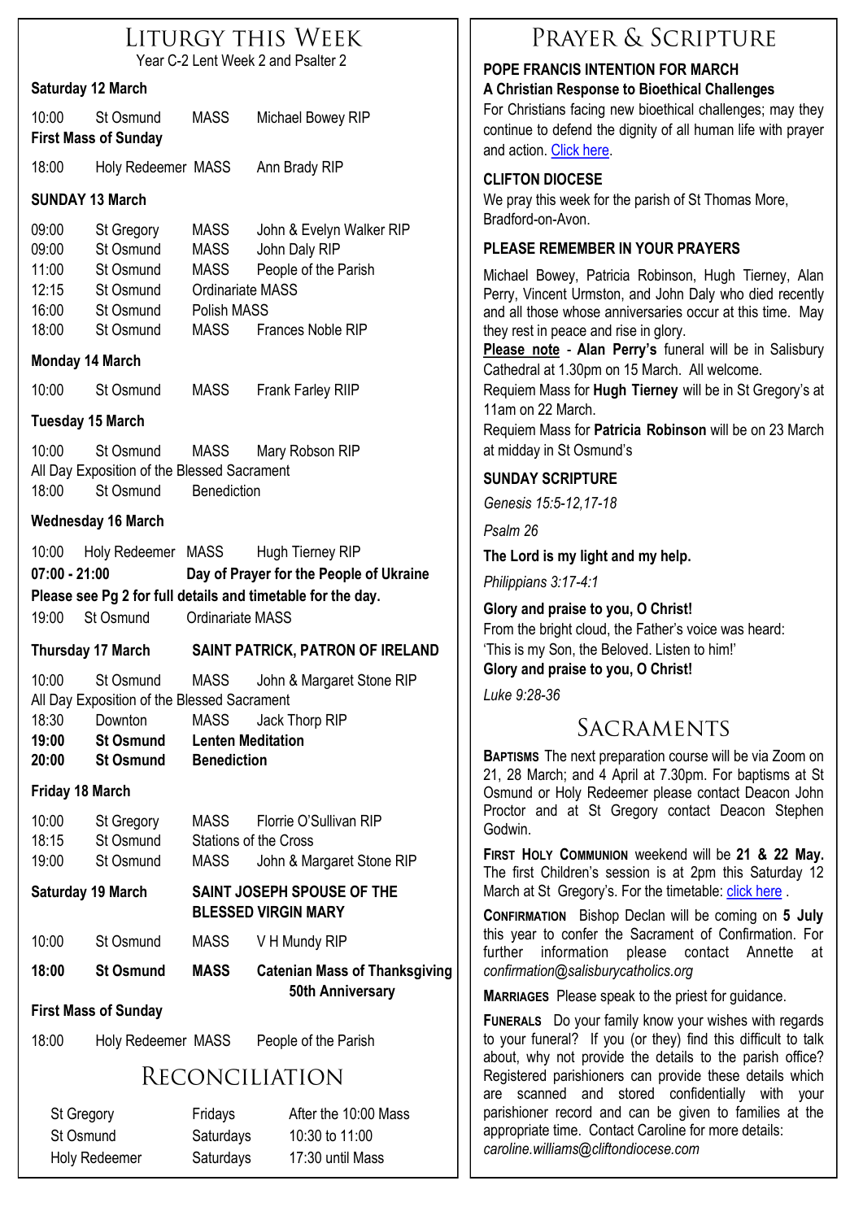# Liturgy this Week

Year C-2 Lent Week 2 and Psalter 2

### Saturday 12 March

10:00 St Osmund MASS Michael Bowey RIP

**First Mass of Sunday**

18:00 Holy Redeemer MASS Ann Brady RIP

### SUNDAY 13 March

09:00 St Gregory MASS John & Evelyn Walker RIP
09:00 St Osmund MASS John Daly RIP
11:00 St Osmund MASS People of the Parish
12:15 St Osmund Ordinariate MASS
16:00 St Osmund Polish MASS
18:00 St Osmund MASS Frances Noble RIP

### Monday 14 March

10:00 St Osmund MASS Frank Farley RIIP

### Tuesday 15 March

10:00 St Osmund MASS Mary Robson RIP
All Day Exposition of the Blessed Sacrament
18:00 St Osmund Benediction

### Wednesday 16 March

10:00 Holy Redeemer MASS Hugh Tierney RIP
**07:00 - 21:00 Day of Prayer for the People of Ukraine**
**Please see Pg 2 for full details and timetable for the day.**
19:00 St Osmund Ordinariate MASS

### Thursday 17 March — SAINT PATRICK, PATRON OF IRELAND

10:00 St Osmund MASS John & Margaret Stone RIP
All Day Exposition of the Blessed Sacrament
18:30 Downton MASS Jack Thorp RIP
**19:00 St Osmund Lenten Meditation**
**20:00 St Osmund Benediction**

### Friday 18 March

10:00 St Gregory MASS Florrie O'Sullivan RIP
18:15 St Osmund Stations of the Cross
19:00 St Osmund MASS John & Margaret Stone RIP

### Saturday 19 March — SAINT JOSEPH SPOUSE OF THE BLESSED VIRGIN MARY

10:00 St Osmund MASS V H Mundy RIP
**18:00 St Osmund MASS Catenian Mass of Thanksgiving 50th Anniversary**

**First Mass of Sunday**

18:00 Holy Redeemer MASS People of the Parish

## Reconciliation

| | | |
|---|---|---|
| St Gregory | Fridays | After the 10:00 Mass |
| St Osmund | Saturdays | 10:30 to 11:00 |
| Holy Redeemer | Saturdays | 17:30 until Mass |

# Prayer & Scripture

### POPE FRANCIS INTENTION FOR MARCH

**A Christian Response to Bioethical Challenges**

For Christians facing new bioethical challenges; may they continue to defend the dignity of all human life with prayer and action. Click here.

### CLIFTON DIOCESE

We pray this week for the parish of St Thomas More, Bradford-on-Avon.

### PLEASE REMEMBER IN YOUR PRAYERS

Michael Bowey, Patricia Robinson, Hugh Tierney, Alan Perry, Vincent Urmston, and John Daly who died recently and all those whose anniversaries occur at this time. May they rest in peace and rise in glory.

**Please note** - **Alan Perry's** funeral will be in Salisbury Cathedral at 1.30pm on 15 March. All welcome.

Requiem Mass for **Hugh Tierney** will be in St Gregory's at 11am on 22 March.

Requiem Mass for **Patricia Robinson** will be on 23 March at midday in St Osmund's

### SUNDAY SCRIPTURE

*Genesis 15:5-12,17-18*

*Psalm 26*

**The Lord is my light and my help.**

*Philippians 3:17-4:1*

**Glory and praise to you, O Christ!**
From the bright cloud, the Father's voice was heard: 'This is my Son, the Beloved. Listen to him!'
**Glory and praise to you, O Christ!**

*Luke 9:28-36*

## Sacraments

**BAPTISMS** The next preparation course will be via Zoom on 21, 28 March; and 4 April at 7.30pm. For baptisms at St Osmund or Holy Redeemer please contact Deacon John Proctor and at St Gregory contact Deacon Stephen Godwin.

**FIRST HOLY COMMUNION** weekend will be **21 & 22 May.** The first Children's session is at 2pm this Saturday 12 March at St Gregory's. For the timetable: click here .

**CONFIRMATION** Bishop Declan will be coming on **5 July** this year to confer the Sacrament of Confirmation. For further information please contact Annette at *confirmation@salisburycatholics.org*

**MARRIAGES** Please speak to the priest for guidance.

**FUNERALS** Do your family know your wishes with regards to your funeral? If you (or they) find this difficult to talk about, why not provide the details to the parish office? Registered parishioners can provide these details which are scanned and stored confidentially with your parishioner record and can be given to families at the appropriate time. Contact Caroline for more details: *caroline.williams@cliftondiocese.com*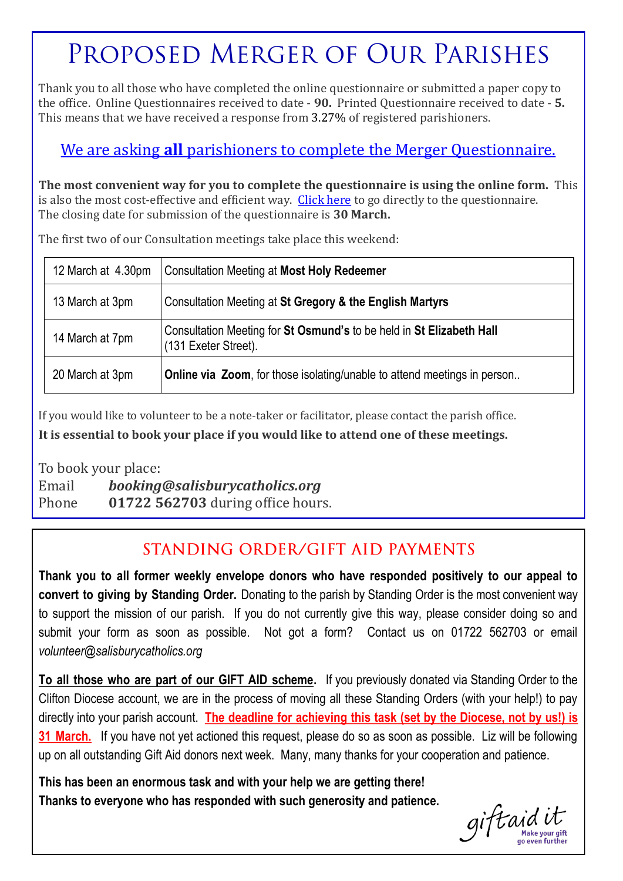# Proposed Merger of Our Parishes

Thank you to all those who have completed the online questionnaire or submitted a paper copy to the office. Online Questionnaires received to date - **90.** Printed Questionnaire received to date - **5.** This means that we have received a response from 3.27% of registered parishioners.

## We are asking **all** parishioners to complete the Merger Questionnaire.

**The most convenient way for you to complete the questionnaire is using the online form.** This is also the most cost-effective and efficient way. Click here to go directly to the questionnaire. The closing date for submission of the questionnaire is **30 March.**

The first two of our Consultation meetings take place this weekend:

| | |
|---|---|
| 12 March at 4.30pm | Consultation Meeting at **Most Holy Redeemer** |
| 13 March at 3pm | Consultation Meeting at **St Gregory & the English Martyrs** |
| 14 March at 7pm | Consultation Meeting for **St Osmund's** to be held in **St Elizabeth Hall** (131 Exeter Street). |
| 20 March at 3pm | **Online via Zoom**, for those isolating/unable to attend meetings in person.. |

If you would like to volunteer to be a note-taker or facilitator, please contact the parish office.

**It is essential to book your place if you would like to attend one of these meetings.**

To book your place:
Email ***booking@salisburycatholics.org***
Phone **01722 562703** during office hours.

## Standing Order/Gift Aid Payments

**Thank you to all former weekly envelope donors who have responded positively to our appeal to convert to giving by Standing Order.** Donating to the parish by Standing Order is the most convenient way to support the mission of our parish. If you do not currently give this way, please consider doing so and submit your form as soon as possible. Not got a form? Contact us on 01722 562703 or email *volunteer@salisburycatholics.org*

**To all those who are part of our GIFT AID scheme.** If you previously donated via Standing Order to the Clifton Diocese account, we are in the process of moving all these Standing Orders (with your help!) to pay directly into your parish account. **The deadline for achieving this task (set by the Diocese, not by us!) is 31 March.** If you have not yet actioned this request, please do so as soon as possible. Liz will be following up on all outstanding Gift Aid donors next week. Many, many thanks for your cooperation and patience.

**This has been an enormous task and with your help we are getting there!**
**Thanks to everyone who has responded with such generosity and patience.**

giftaid it
Make your gift go even further